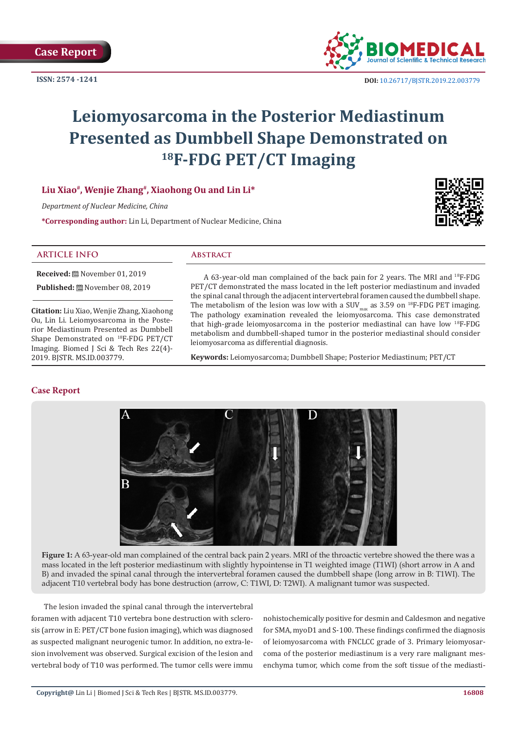Case Report

ISSN: 2574 -1241

DOI: 10.26717/BJSTR.2019.22.003779

# Leiomyosarcoma in the Posterior Mediastinum Presented as Dumbbell Shape Demonstrated on $^{18}$F-FDG PET/CT Imaging

**Liu Xiao#, Wenjie Zhang#, Xiaohong Ou and Lin Li***

*Department of Nuclear Medicine, China*

***Corresponding author:** Lin Li, Department of Nuclear Medicine, China

## ARTICLE INFO

**Received:** November 01, 2019

**Published:** November 08, 2019

**Citation:** Liu Xiao, Wenjie Zhang, Xiaohong Ou, Lin Li. Leiomyosarcoma in the Posterior Mediastinum Presented as Dumbbell Shape Demonstrated on $^{18}$F-FDG PET/CT Imaging. Biomed J Sci & Tech Res 22(4)-2019. BJSTR. MS.ID.003779.

## Abstract

A 63-year-old man complained of the back pain for 2 years. The MRI and $^{18}$F-FDG PET/CT demonstrated the mass located in the left posterior mediastinum and invaded the spinal canal through the adjacent intervertebral foramen caused the dumbbell shape. The metabolism of the lesion was low with a $SUV_{max}$ as 3.59 on $^{18}$F-FDG PET imaging. The pathology examination revealed the leiomyosarcoma. This case demonstrated that high-grade leiomyosarcoma in the posterior mediastinal can have low $^{18}$F-FDG metabolism and dumbbell-shaped tumor in the posterior mediastinal should consider leiomyosarcoma as differential diagnosis.

**Keywords:** Leiomyosarcoma; Dumbbell Shape; Posterior Mediastinum; PET/CT

## Case Report

**Figure 1:** A 63-year-old man complained of the central back pain 2 years. MRI of the throactic vertebre showed the there was a mass located in the left posterior mediastinum with slightly hypointense in T1 weighted image (T1WI) (short arrow in A and B) and invaded the spinal canal through the intervertebral foramen caused the dumbbell shape (long arrow in B: T1WI). The adjacent T10 vertebral body has bone destruction (arrow, C: T1WI, D: T2WI). A malignant tumor was suspected.

The lesion invaded the spinal canal through the intervertebral foramen with adjacent T10 vertebra bone destruction with sclerosis (arrow in E: PET/CT bone fusion imaging), which was diagnosed as suspected malignant neurogenic tumor. In addition, no extra-lesion involvement was observed. Surgical excision of the lesion and vertebral body of T10 was performed. The tumor cells were immunohistochemically positive for desmin and Caldesmon and negative for SMA, myoD1 and S-100. These findings confirmed the diagnosis of leiomyosarcoma with FNCLCC grade of 3. Primary leiomyosarcoma of the posterior mediastinum is a very rare malignant mesenchyma tumor, which come from the soft tissue of the mediasti-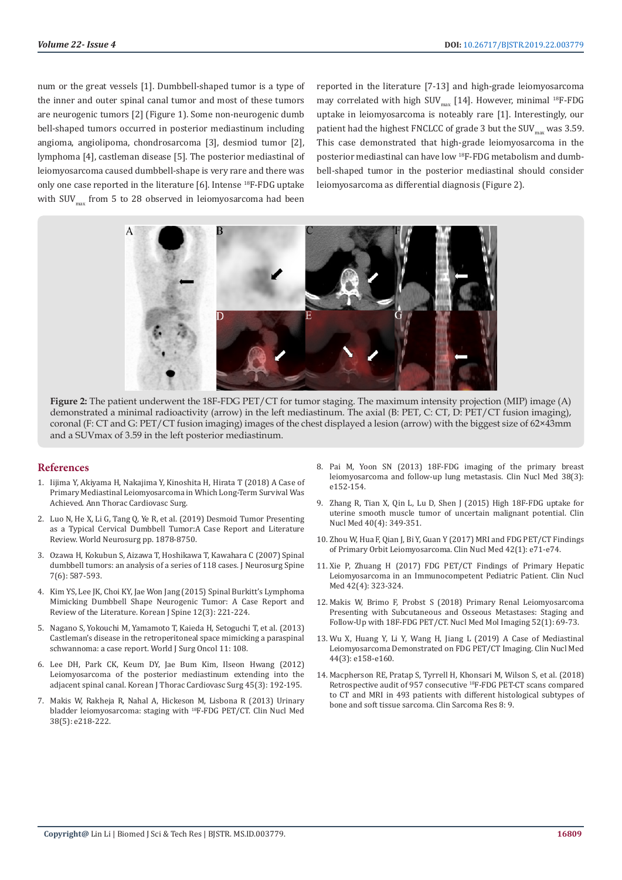num or the great vessels [1]. Dumbbell-shaped tumor is a type of the inner and outer spinal canal tumor and most of these tumors are neurogenic tumors [2] (Figure 1). Some non-neurogenic dumb bell-shaped tumors occurred in posterior mediastinum including angioma, angiolipoma, chondrosarcoma [3], desmiod tumor [2], lymphoma [4], castleman disease [5]. The posterior mediastinal of leiomyosarcoma caused dumbbell-shape is very rare and there was only one case reported in the literature [6]. Intense $^{18}$F-FDG uptake with $SUV_{max}$ from 5 to 28 observed in leiomyosarcoma had been reported in the literature [7-13] and high-grade leiomyosarcoma may correlated with high $SUV_{max}$ [14]. However, minimal $^{18}$F-FDG uptake in leiomyosarcoma is noteably rare [1]. Interestingly, our patient had the highest FNCLCC of grade 3 but the $SUV_{max}$ was 3.59. This case demonstrated that high-grade leiomyosarcoma in the posterior mediastinal can have low $^{18}$F-FDG metabolism and dumbbell-shaped tumor in the posterior mediastinal should consider leiomyosarcoma as differential diagnosis (Figure 2).

**Figure 2:** The patient underwent the 18F-FDG PET/CT for tumor staging. The maximum intensity projection (MIP) image (A) demonstrated a minimal radioactivity (arrow) in the left mediastinum. The axial (B: PET, C: CT, D: PET/CT fusion imaging), coronal (F: CT and G: PET/CT fusion imaging) images of the chest displayed a lesion (arrow) with the biggest size of 62×43mm and a SUVmax of 3.59 in the left posterior mediastinum.

## References

1. Iijima Y, Akiyama H, Nakajima Y, Kinoshita H, Hirata T (2018) A Case of Primary Mediastinal Leiomyosarcoma in Which Long-Term Survival Was Achieved. Ann Thorac Cardiovasc Surg.
2. Luo N, He X, Li G, Tang Q, Ye R, et al. (2019) Desmoid Tumor Presenting as a Typical Cervical Dumbbell Tumor:A Case Report and Literature Review. World Neurosurg pp. 1878-8750.
3. Ozawa H, Kokubun S, Aizawa T, Hoshikawa T, Kawahara C (2007) Spinal dumbbell tumors: an analysis of a series of 118 cases. J Neurosurg Spine 7(6): 587-593.
4. Kim YS, Lee JK, Choi KY, Jae Won Jang (2015) Spinal Burkitt's Lymphoma Mimicking Dumbbell Shape Neurogenic Tumor: A Case Report and Review of the Literature. Korean J Spine 12(3): 221-224.
5. Nagano S, Yokouchi M, Yamamoto T, Kaieda H, Setoguchi T, et al. (2013) Castleman's disease in the retroperitoneal space mimicking a paraspinal schwannoma: a case report. World J Surg Oncol 11: 108.
6. Lee DH, Park CK, Keum DY, Jae Bum Kim, Ilseon Hwang (2012) Leiomyosarcoma of the posterior mediastinum extending into the adjacent spinal canal. Korean J Thorac Cardiovasc Surg 45(3): 192-195.
7. Makis W, Rakheja R, Nahal A, Hickeson M, Lisbona R (2013) Urinary bladder leiomyosarcoma: staging with $^{18}$F-FDG PET/CT. Clin Nucl Med 38(5): e218-222.
8. Pai M, Yoon SN (2013) 18F-FDG imaging of the primary breast leiomyosarcoma and follow-up lung metastasis. Clin Nucl Med 38(3): e152-154.
9. Zhang R, Tian X, Qin L, Lu D, Shen J (2015) High 18F-FDG uptake for uterine smooth muscle tumor of uncertain malignant potential. Clin Nucl Med 40(4): 349-351.
10. Zhou W, Hua F, Qian J, Bi Y, Guan Y (2017) MRI and FDG PET/CT Findings of Primary Orbit Leiomyosarcoma. Clin Nucl Med 42(1): e71-e74.
11. Xie P, Zhuang H (2017) FDG PET/CT Findings of Primary Hepatic Leiomyosarcoma in an Immunocompetent Pediatric Patient. Clin Nucl Med 42(4): 323-324.
12. Makis W, Brimo F, Probst S (2018) Primary Renal Leiomyosarcoma Presenting with Subcutaneous and Osseous Metastases: Staging and Follow-Up with 18F-FDG PET/CT. Nucl Med Mol Imaging 52(1): 69-73.
13. Wu X, Huang Y, Li Y, Wang H, Jiang L (2019) A Case of Mediastinal Leiomyosarcoma Demonstrated on FDG PET/CT Imaging. Clin Nucl Med 44(3): e158-e160.
14. Macpherson RE, Pratap S, Tyrrell H, Khonsari M, Wilson S, et al. (2018) Retrospective audit of 957 consecutive $^{18}$F-FDG PET-CT scans compared to CT and MRI in 493 patients with different histological subtypes of bone and soft tissue sarcoma. Clin Sarcoma Res 8: 9.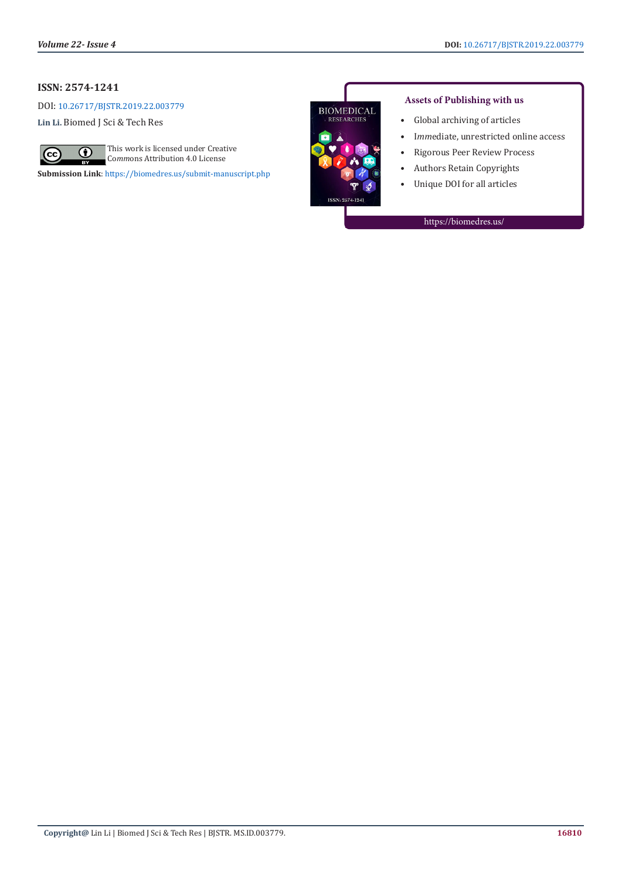**ISSN: 2574-1241**

DOI: 10.26717/BJSTR.2019.22.003779

**Lin Li.** Biomed J Sci & Tech Res

This work is licensed under Creative Commons Attribution 4.0 License

**Submission Link**: https://biomedres.us/submit-manuscript.php

### Assets of Publishing with us

- Global archiving of articles
- Immediate, unrestricted online access
- Rigorous Peer Review Process
- Authors Retain Copyrights
- Unique DOI for all articles

https://biomedres.us/